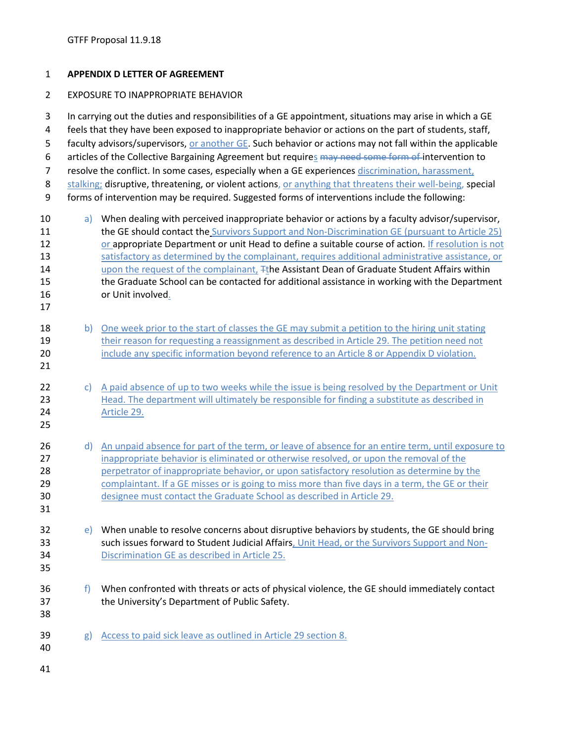GTFF Proposal 11.9.18

# APPENDIX D LETTER OF AGREEMENT

## EXPOSURE TO INAPPROPRIATE BEHAVIOR

In carrying out the duties and responsibilities of a GE appointment, situations may arise in which a GE feels that they have been exposed to inappropriate behavior or actions on the part of students, staff, faculty advisors/supervisors, or another GE. Such behavior or actions may not fall within the applicable articles of the Collective Bargaining Agreement but requires ~~may need some form of~~ intervention to resolve the conflict. In some cases, especially when a GE experiences discrimination, harassment, stalking; disruptive, threatening, or violent actions, or anything that threatens their well-being, special forms of intervention may be required. Suggested forms of interventions include the following:

a) When dealing with perceived inappropriate behavior or actions by a faculty advisor/supervisor, the GE should contact the Survivors Support and Non-Discrimination GE (pursuant to Article 25) or appropriate Department or unit Head to define a suitable course of action. If resolution is not satisfactory as determined by the complainant, requires additional administrative assistance, or upon the request of the complainant, ~~T~~the Assistant Dean of Graduate Student Affairs within the Graduate School can be contacted for additional assistance in working with the Department or Unit involved.

b) One week prior to the start of classes the GE may submit a petition to the hiring unit stating their reason for requesting a reassignment as described in Article 29. The petition need not include any specific information beyond reference to an Article 8 or Appendix D violation.

c) A paid absence of up to two weeks while the issue is being resolved by the Department or Unit Head. The department will ultimately be responsible for finding a substitute as described in Article 29.

d) An unpaid absence for part of the term, or leave of absence for an entire term, until exposure to inappropriate behavior is eliminated or otherwise resolved, or upon the removal of the perpetrator of inappropriate behavior, or upon satisfactory resolution as determine by the complaintant. If a GE misses or is going to miss more than five days in a term, the GE or their designee must contact the Graduate School as described in Article 29.

e) When unable to resolve concerns about disruptive behaviors by students, the GE should bring such issues forward to Student Judicial Affairs, Unit Head, or the Survivors Support and Non-Discrimination GE as described in Article 25.

f) When confronted with threats or acts of physical violence, the GE should immediately contact the University's Department of Public Safety.

g) Access to paid sick leave as outlined in Article 29 section 8.